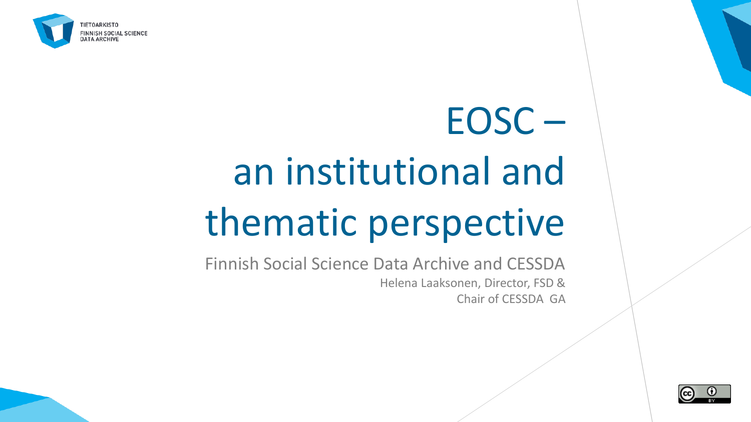TIETOARKISTO
FINNISH SOCIAL SCIENCE
DATA ARCHIVE

# EOSC – an institutional and thematic perspective

Finnish Social Science Data Archive and CESSDA

Helena Laaksonen, Director, FSD &
Chair of CESSDA GA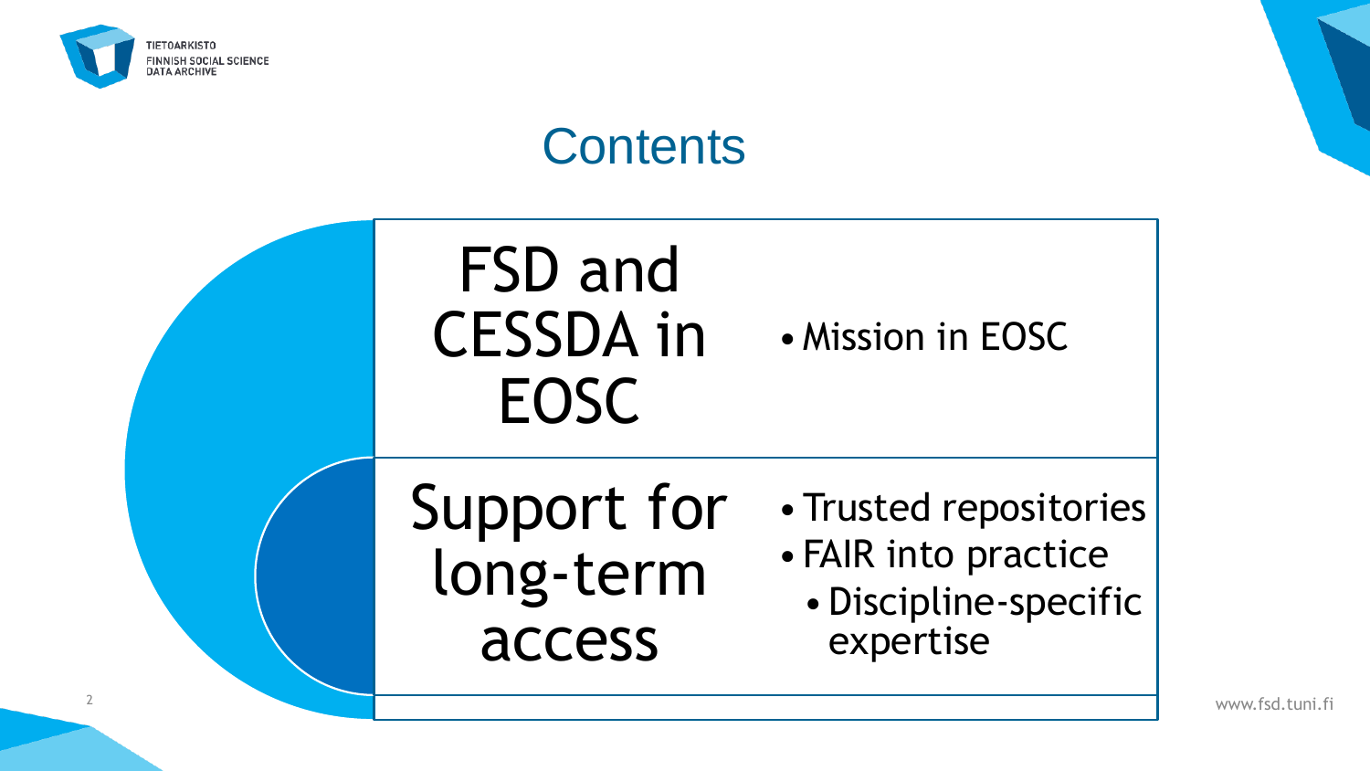# Contents

## FSD and CESSDA in EOSC

- Mission in EOSC

## Support for long-term access

- Trusted repositories
- FAIR into practice
  - Discipline-specific expertise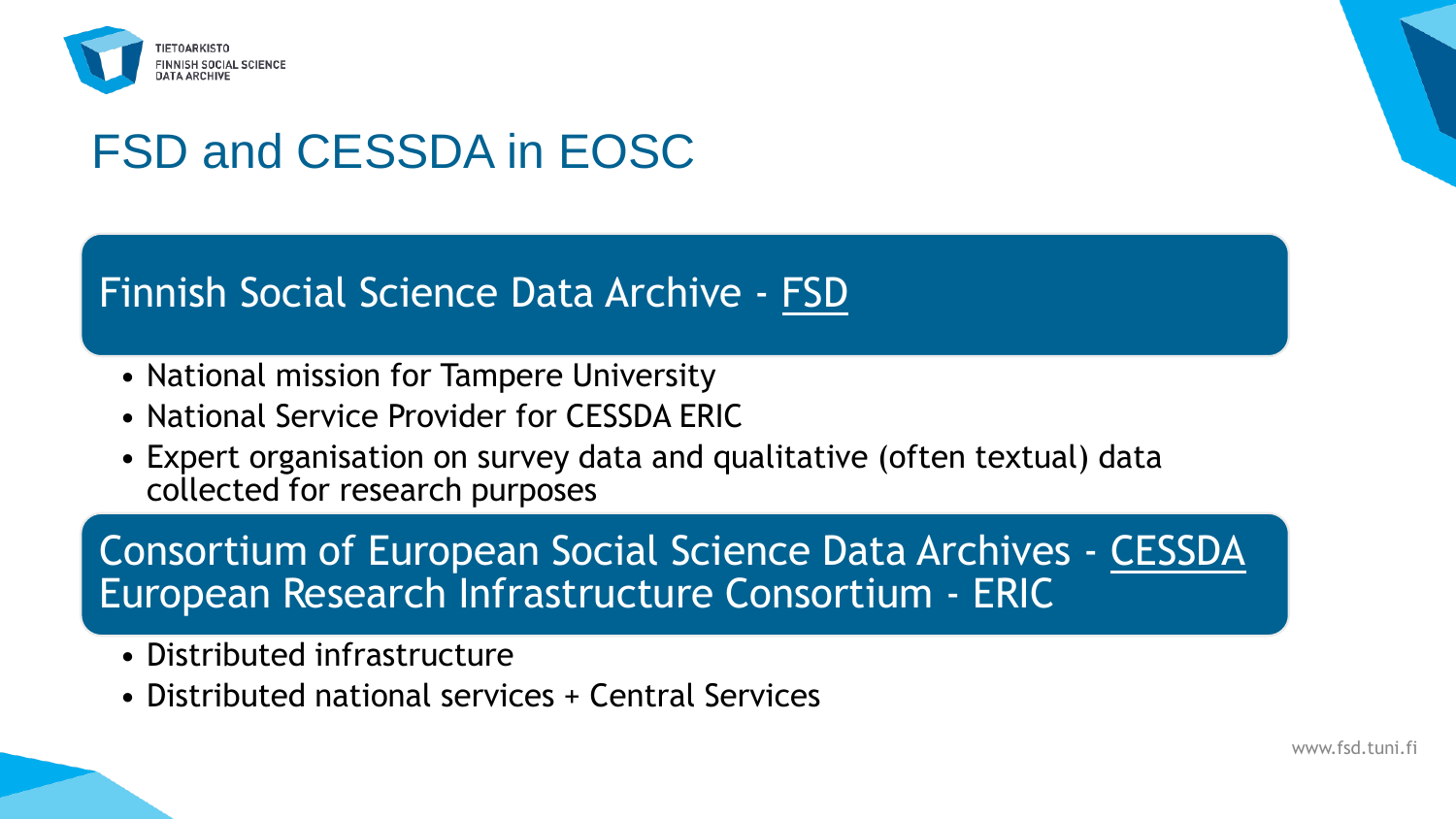# FSD and CESSDA in EOSC

## Finnish Social Science Data Archive - FSD

- National mission for Tampere University
- National Service Provider for CESSDA ERIC
- Expert organisation on survey data and qualitative (often textual) data collected for research purposes

## Consortium of European Social Science Data Archives - CESSDA European Research Infrastructure Consortium - ERIC

- Distributed infrastructure
- Distributed national services + Central Services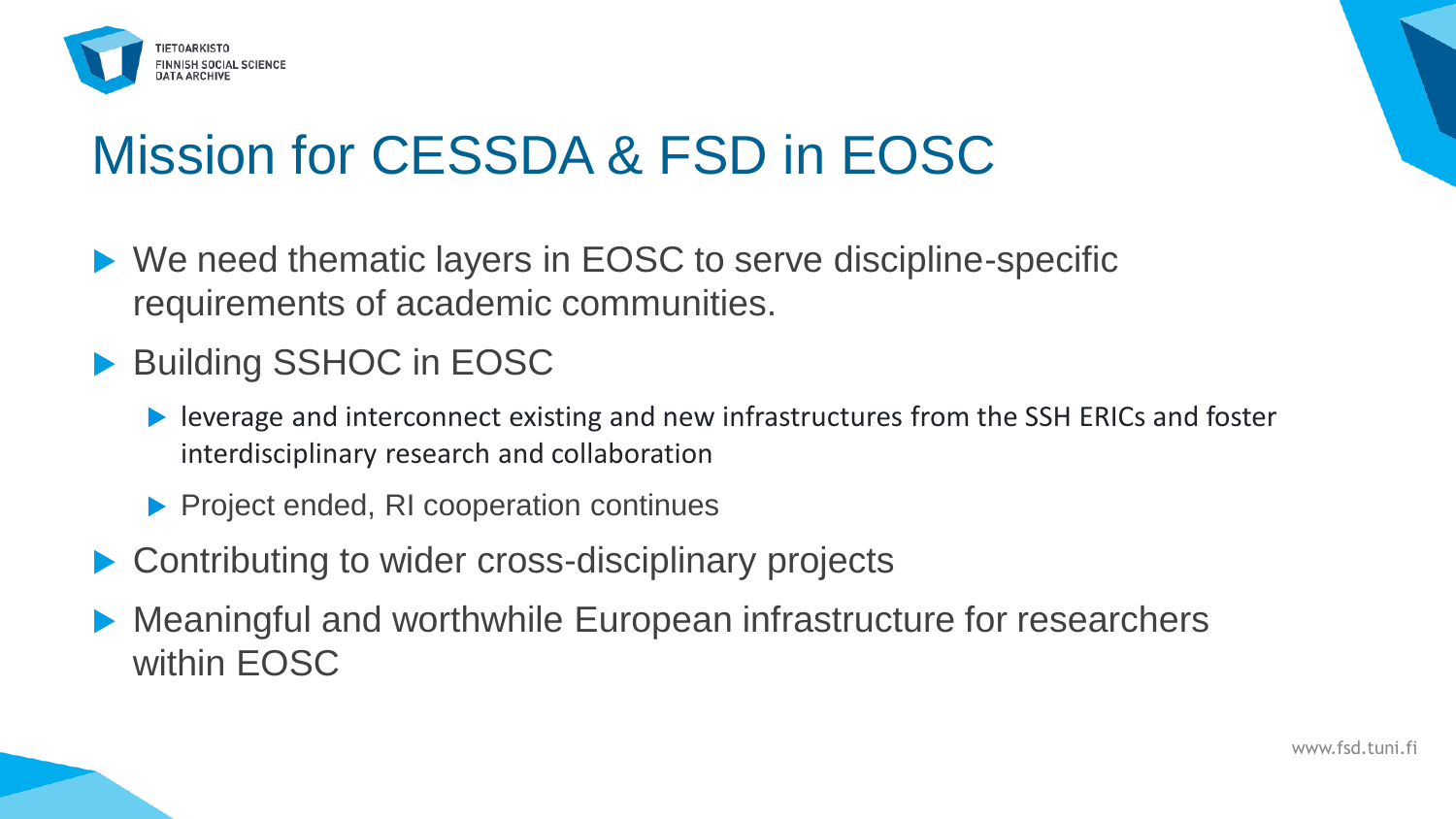# Mission for CESSDA & FSD in EOSC

- We need thematic layers in EOSC to serve discipline-specific requirements of academic communities.
- Building SSHOC in EOSC
  - leverage and interconnect existing and new infrastructures from the SSH ERICs and foster interdisciplinary research and collaboration
  - Project ended, RI cooperation continues
- Contributing to wider cross-disciplinary projects
- Meaningful and worthwhile European infrastructure for researchers within EOSC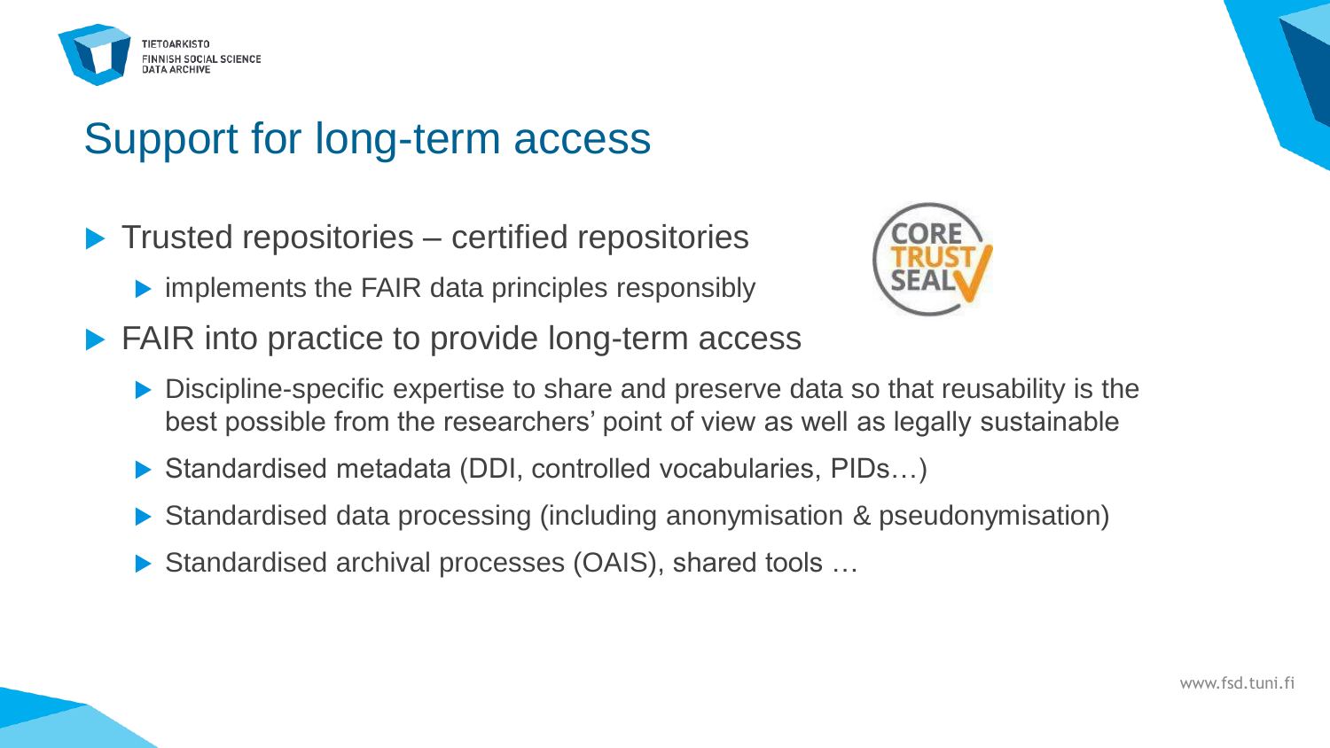# Support for long-term access

- Trusted repositories – certified repositories
  - implements the FAIR data principles responsibly
- FAIR into practice to provide long-term access
  - Discipline-specific expertise to share and preserve data so that reusability is the best possible from the researchers' point of view as well as legally sustainable
  - Standardised metadata (DDI, controlled vocabularies, PIDs…)
  - Standardised data processing (including anonymisation & pseudonymisation)
  - Standardised archival processes (OAIS), shared tools …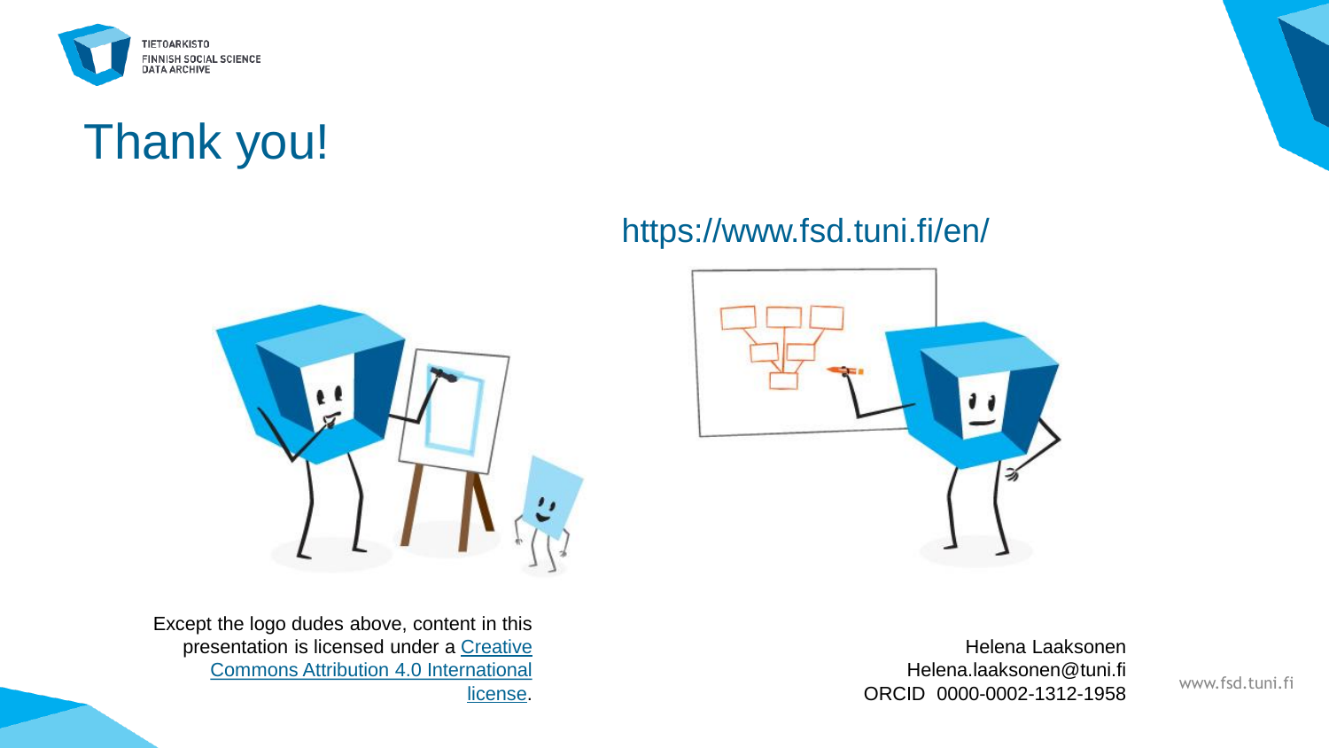# Thank you!

https://www.fsd.tuni.fi/en/

Except the logo dudes above, content in this presentation is licensed under a [Creative Commons Attribution 4.0 International license](https://creativecommons.org/licenses/by/4.0/).

Helena Laaksonen
Helena.laaksonen@tuni.fi
ORCID 0000-0002-1312-1958